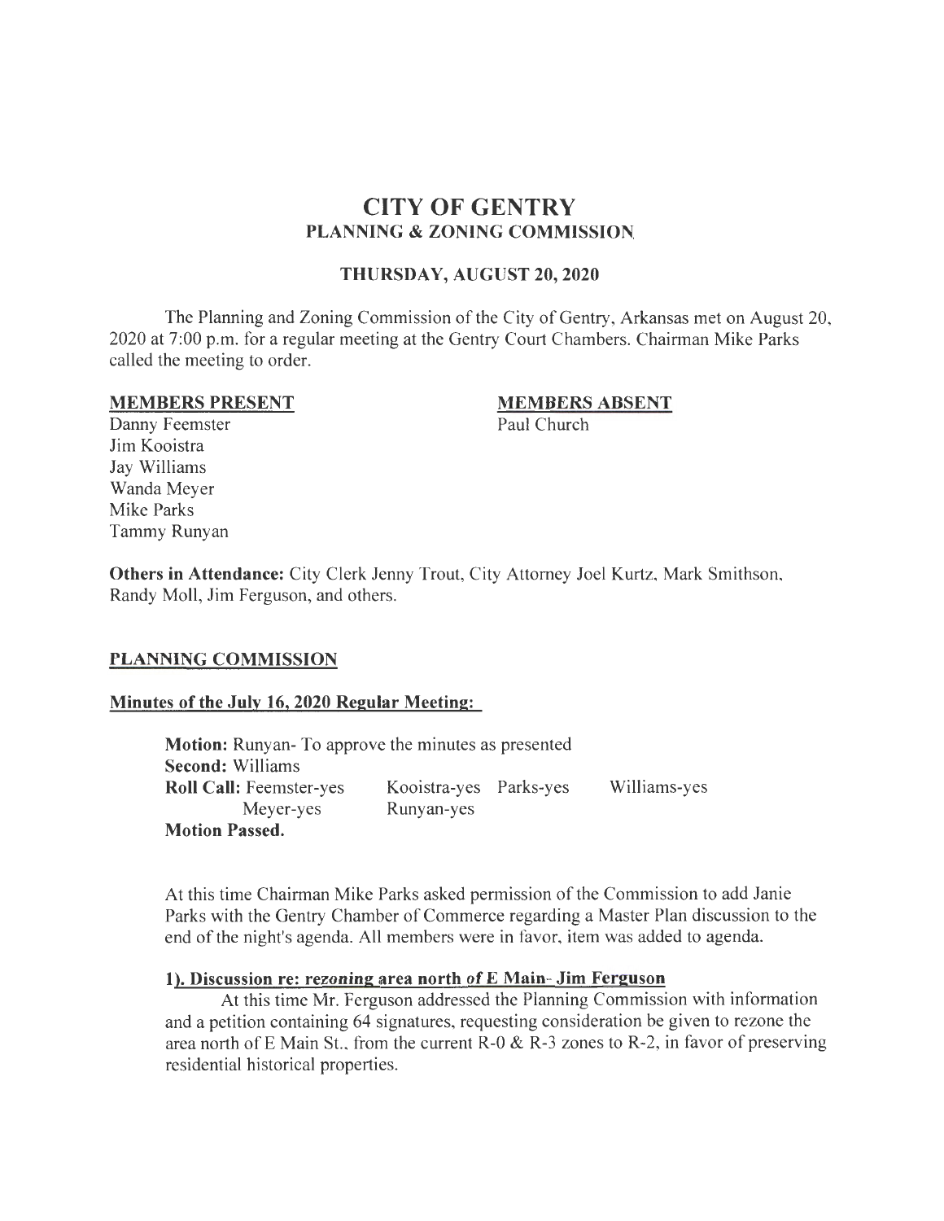# CITY OF GENTRY
## PLANNING & ZONING COMMISSION

### THURSDAY, AUGUST 20, 2020

The Planning and Zoning Commission of the City of Gentry, Arkansas met on August 20, 2020 at 7:00 p.m. for a regular meeting at the Gentry Court Chambers. Chairman Mike Parks called the meeting to order.

**MEMBERS PRESENT**
Danny Feemster
Jim Kooistra
Jay Williams
Wanda Meyer
Mike Parks
Tammy Runyan

**MEMBERS ABSENT**
Paul Church

**Others in Attendance:** City Clerk Jenny Trout, City Attorney Joel Kurtz, Mark Smithson, Randy Moll, Jim Ferguson, and others.

**PLANNING COMMISSION**

**Minutes of the July 16, 2020 Regular Meeting:**

**Motion:** Runyan- To approve the minutes as presented
**Second:** Williams
**Roll Call:** Feemster-yes Kooistra-yes Parks-yes Williams-yes
Meyer-yes Runyan-yes
**Motion Passed.**

At this time Chairman Mike Parks asked permission of the Commission to add Janie Parks with the Gentry Chamber of Commerce regarding a Master Plan discussion to the end of the night's agenda. All members were in favor, item was added to agenda.

**1). Discussion re: rezoning area north of E Main- Jim Ferguson**

At this time Mr. Ferguson addressed the Planning Commission with information and a petition containing 64 signatures, requesting consideration be given to rezone the area north of E Main St., from the current R-0 & R-3 zones to R-2, in favor of preserving residential historical properties.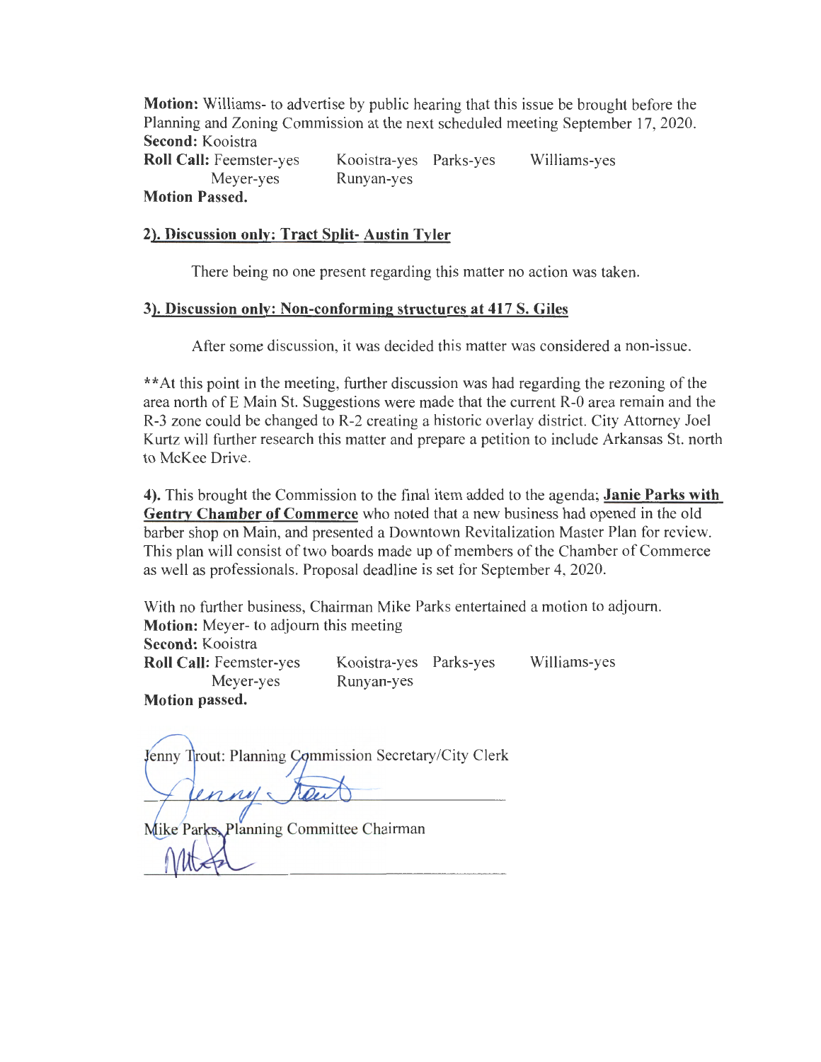**Motion:** Williams- to advertise by public hearing that this issue be brought before the Planning and Zoning Commission at the next scheduled meeting September 17, 2020.
**Second:** Kooistra
**Roll Call:** Feemster-yes Kooistra-yes Parks-yes Williams-yes
Meyer-yes Runyan-yes
**Motion Passed.**

**2). Discussion only: Tract Split- Austin Tyler**

There being no one present regarding this matter no action was taken.

**3). Discussion only: Non-conforming structures at 417 S. Giles**

After some discussion, it was decided this matter was considered a non-issue.

**At this point in the meeting, further discussion was had regarding the rezoning of the area north of E Main St. Suggestions were made that the current R-0 area remain and the R-3 zone could be changed to R-2 creating a historic overlay district. City Attorney Joel Kurtz will further research this matter and prepare a petition to include Arkansas St. north to McKee Drive.

**4).** This brought the Commission to the final item added to the agenda; **Janie Parks with Gentry Chamber of Commerce** who noted that a new business had opened in the old barber shop on Main, and presented a Downtown Revitalization Master Plan for review. This plan will consist of two boards made up of members of the Chamber of Commerce as well as professionals. Proposal deadline is set for September 4, 2020.

With no further business, Chairman Mike Parks entertained a motion to adjourn.
**Motion:** Meyer- to adjourn this meeting
**Second:** Kooistra
**Roll Call:** Feemster-yes Kooistra-yes Parks-yes Williams-yes
Meyer-yes Runyan-yes
**Motion passed.**

Jenny Trout: Planning Commission Secretary/City Clerk

Mike Parks, Planning Committee Chairman